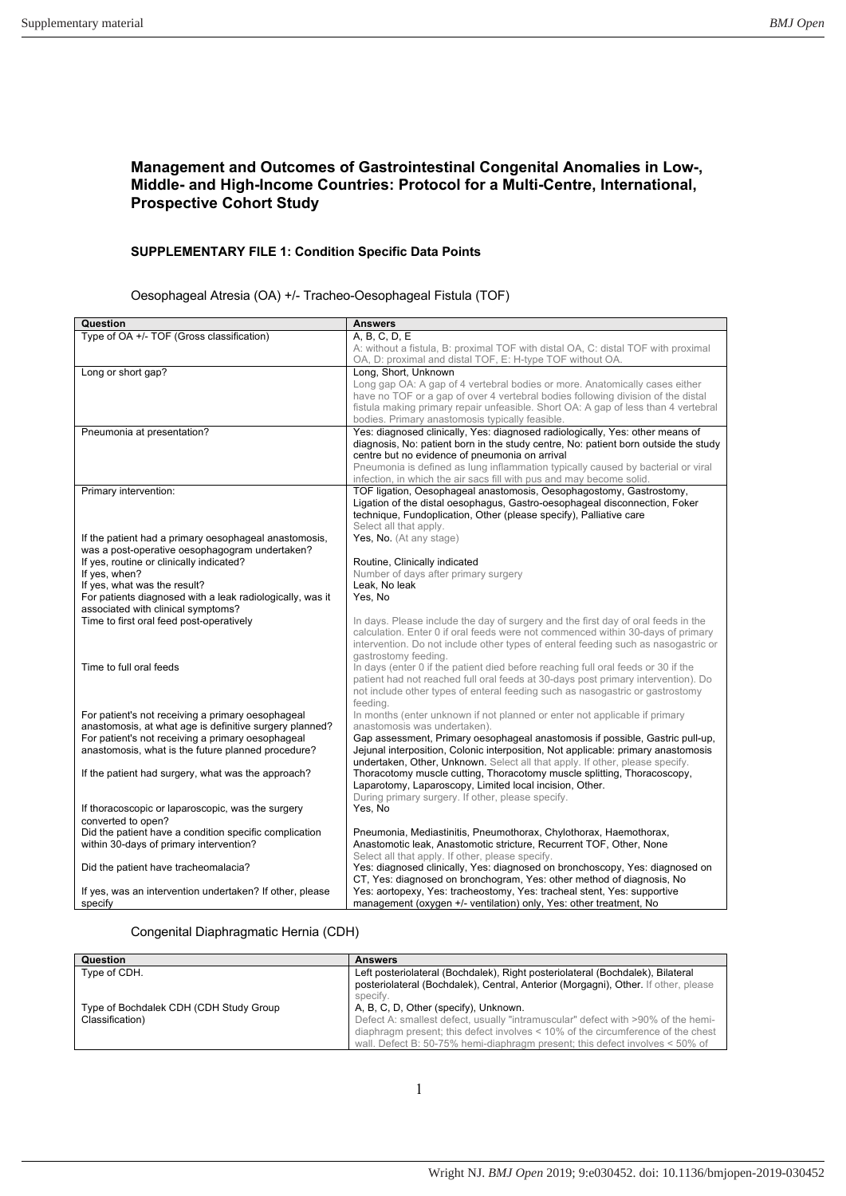# Management and Outcomes of Gastrointestinal Congenital Anomalies in Low-, Middle- and High-Income Countries: Protocol for a Multi-Centre, International, Prospective Cohort Study

## SUPPLEMENTARY FILE 1: Condition Specific Data Points

### Oesophageal Atresia (OA) +/- Tracheo-Oesophageal Fistula (TOF)

| Question | Answers |
|---|---|
| Type of OA +/- TOF (Gross classification) | A, B, C, D, E<br>A: without a fistula, B: proximal TOF with distal OA, C: distal TOF with proximal OA, D: proximal and distal TOF, E: H-type TOF without OA. |
| Long or short gap? | Long, Short, Unknown<br>Long gap OA: A gap of 4 vertebral bodies or more. Anatomically cases either have no TOF or a gap of over 4 vertebral bodies following division of the distal fistula making primary repair unfeasible. Short OA: A gap of less than 4 vertebral bodies. Primary anastomosis typically feasible. |
| Pneumonia at presentation? | Yes: diagnosed clinically, Yes: diagnosed radiologically, Yes: other means of diagnosis, No: patient born in the study centre, No: patient born outside the study centre but no evidence of pneumonia on arrival<br>Pneumonia is defined as lung inflammation typically caused by bacterial or viral infection, in which the air sacs fill with pus and may become solid. |
| Primary intervention: | TOF ligation, Oesophageal anastomosis, Oesophagostomy, Gastrostomy, Ligation of the distal oesophagus, Gastro-oesophageal disconnection, Foker technique, Fundoplication, Other (please specify), Palliative care<br>Select all that apply. |
| If the patient had a primary oesophageal anastomosis, was a post-operative oesophagogram undertaken? | Yes, No. (At any stage) |
| If yes, routine or clinically indicated? | Routine, Clinically indicated |
| If yes, when? | Number of days after primary surgery |
| If yes, what was the result? | Leak, No leak |
| For patients diagnosed with a leak radiologically, was it associated with clinical symptoms? | Yes, No |
| Time to first oral feed post-operatively | In days. Please include the day of surgery and the first day of oral feeds in the calculation. Enter 0 if oral feeds were not commenced within 30-days of primary intervention. Do not include other types of enteral feeding such as nasogastric or gastrostomy feeding. |
| Time to full oral feeds | In days (enter 0 if the patient died before reaching full oral feeds or 30 if the patient had not reached full oral feeds at 30-days post primary intervention). Do not include other types of enteral feeding such as nasogastric or gastrostomy feeding. |
| For patient's not receiving a primary oesophageal anastomosis, at what age is definitive surgery planned? | In months (enter unknown if not planned or enter not applicable if primary anastomosis was undertaken). |
| For patient's not receiving a primary oesophageal anastomosis, what is the future planned procedure? | Gap assessment, Primary oesophageal anastomosis if possible, Gastric pull-up, Jejunal interposition, Colonic interposition, Not applicable: primary anastomosis undertaken, Other, Unknown. Select all that apply. If other, please specify. |
| If the patient had surgery, what was the approach? | Thoracotomy muscle cutting, Thoracotomy muscle splitting, Thoracoscopy, Laparotomy, Laparoscopy, Limited local incision, Other.<br>During primary surgery. If other, please specify. |
| If thoracoscopic or laparoscopic, was the surgery converted to open? | Yes, No |
| Did the patient have a condition specific complication within 30-days of primary intervention? | Pneumonia, Mediastinitis, Pneumothorax, Chylothorax, Haemothorax, Anastomotic leak, Anastomotic stricture, Recurrent TOF, Other, None<br>Select all that apply. If other, please specify. |
| Did the patient have tracheomalacia? | Yes: diagnosed clinically, Yes: diagnosed on bronchoscopy, Yes: diagnosed on CT, Yes: diagnosed on bronchogram, Yes: other method of diagnosis, No |
| If yes, was an intervention undertaken? If other, please specify | Yes: aortopexy, Yes: tracheostomy, Yes: tracheal stent, Yes: supportive management (oxygen +/- ventilation) only, Yes: other treatment, No |

### Congenital Diaphragmatic Hernia (CDH)

| Question | Answers |
|---|---|
| Type of CDH. | Left posteriolateral (Bochdalek), Right posteriolateral (Bochdalek), Bilateral posteriolateral (Bochdalek), Central, Anterior (Morgagni), Other. If other, please specify. |
| Type of Bochdalek CDH (CDH Study Group Classification) | A, B, C, D, Other (specify), Unknown.<br>Defect A: smallest defect, usually "intramuscular" defect with >90% of the hemi-diaphragm present; this defect involves < 10% of the circumference of the chest wall. Defect B: 50-75% hemi-diaphragm present; this defect involves < 50% of |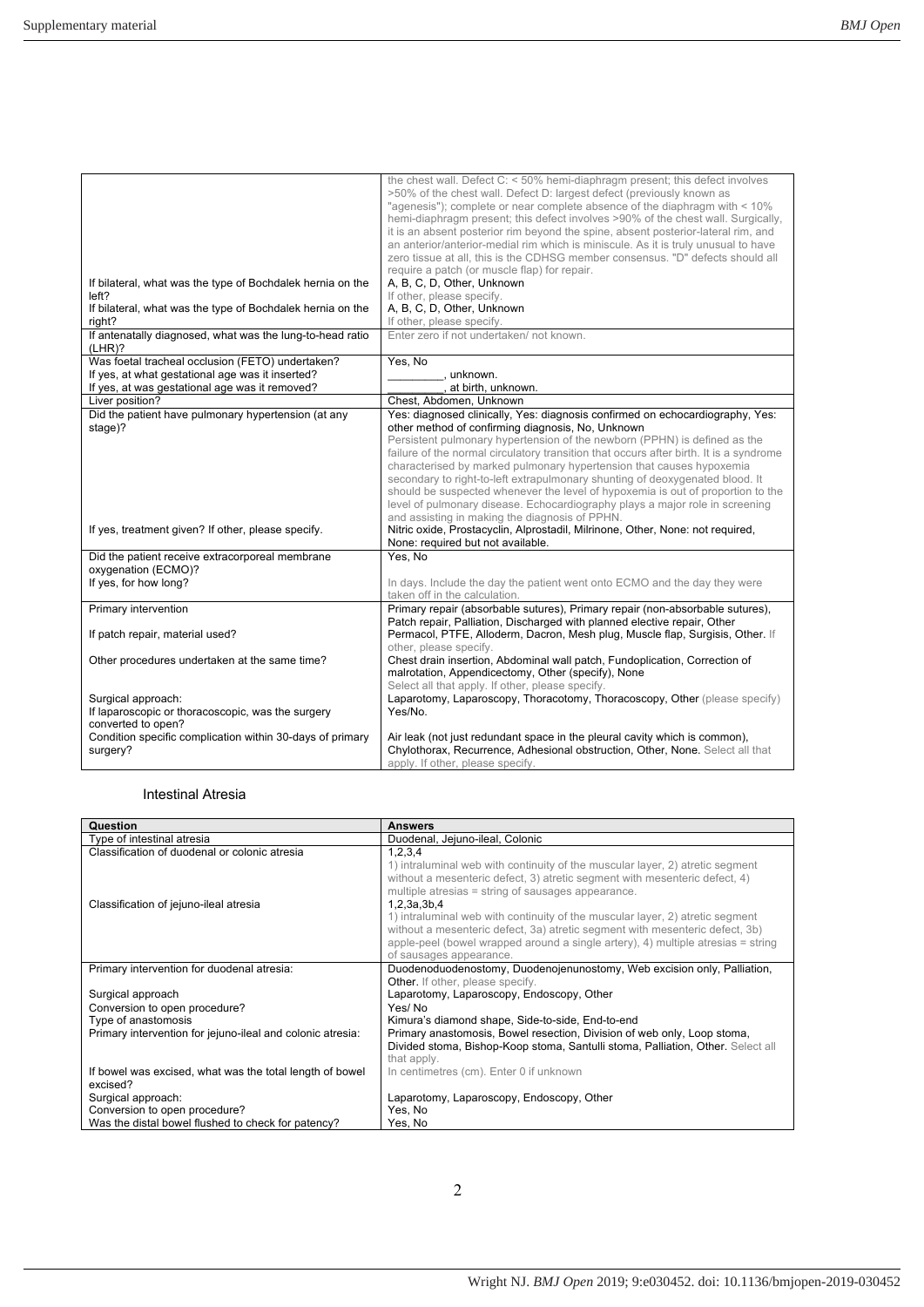| | |
|---|---|
| | the chest wall. Defect C: < 50% hemi-diaphragm present; this defect involves >50% of the chest wall. Defect D: largest defect (previously known as "agenesis"); complete or near complete absence of the diaphragm with < 10% hemi-diaphragm present; this defect involves >90% of the chest wall. Surgically, it is an absent posterior rim beyond the spine, absent posterior-lateral rim, and an anterior/anterior-medial rim which is miniscule. As it is truly unusual to have zero tissue at all, this is the CDHSG member consensus. "D" defects should all require a patch (or muscle flap) for repair. |
| If bilateral, what was the type of Bochdalek hernia on the left? | A, B, C, D, Other, Unknown<br>If other, please specify. |
| If bilateral, what was the type of Bochdalek hernia on the right? | A, B, C, D, Other, Unknown<br>If other, please specify. |
| If antenatally diagnosed, what was the lung-to-head ratio (LHR)? | Enter zero if not undertaken/ not known. |
| Was foetal tracheal occlusion (FETO) undertaken?<br>If yes, at what gestational age was it inserted?<br>If yes, at was gestational age was it removed? | Yes, No<br>_________, unknown.<br>_________, at birth, unknown. |
| Liver position? | Chest, Abdomen, Unknown |
| Did the patient have pulmonary hypertension (at any stage)? | Yes: diagnosed clinically, Yes: diagnosis confirmed on echocardiography, Yes: other method of confirming diagnosis, No, Unknown<br>Persistent pulmonary hypertension of the newborn (PPHN) is defined as the failure of the normal circulatory transition that occurs after birth. It is a syndrome characterised by marked pulmonary hypertension that causes hypoxemia secondary to right-to-left extrapulmonary shunting of deoxygenated blood. It should be suspected whenever the level of hypoxemia is out of proportion to the level of pulmonary disease. Echocardiography plays a major role in screening and assisting in making the diagnosis of PPHN. |
| If yes, treatment given? If other, please specify. | Nitric oxide, Prostacyclin, Alprostadil, Milrinone, Other, None: not required, None: required but not available. |
| Did the patient receive extracorporeal membrane oxygenation (ECMO)?<br>If yes, for how long? | Yes, No<br><br>In days. Include the day the patient went onto ECMO and the day they were taken off in the calculation. |
| Primary intervention<br><br>If patch repair, material used?<br><br>Other procedures undertaken at the same time?<br><br><br>Surgical approach:<br>If laparoscopic or thoracoscopic, was the surgery converted to open?<br>Condition specific complication within 30-days of primary surgery? | Primary repair (absorbable sutures), Primary repair (non-absorbable sutures), Patch repair, Palliation, Discharged with planned elective repair, Other<br>Permacol, PTFE, Alloderm, Dacron, Mesh plug, Muscle flap, Surgisis, Other. If other, please specify.<br>Chest drain insertion, Abdominal wall patch, Fundoplication, Correction of malrotation, Appendicectomy, Other (specify), None<br>Select all that apply. If other, please specify.<br>Laparotomy, Laparoscopy, Thoracotomy, Thoracoscopy, Other (please specify)<br>Yes/No.<br><br>Air leak (not just redundant space in the pleural cavity which is common), Chylothorax, Recurrence, Adhesional obstruction, Other, None. Select all that apply. If other, please specify. |

## Intestinal Atresia

| Question | Answers |
|---|---|
| Type of intestinal atresia | Duodenal, Jejuno-ileal, Colonic |
| Classification of duodenal or colonic atresia | 1,2,3,4<br>1) intraluminal web with continuity of the muscular layer, 2) atretic segment without a mesenteric defect, 3) atretic segment with mesenteric defect, 4) multiple atresias = string of sausages appearance. |
| Classification of jejuno-ileal atresia | 1,2,3a,3b,4<br>1) intraluminal web with continuity of the muscular layer, 2) atretic segment without a mesenteric defect, 3a) atretic segment with mesenteric defect, 3b) apple-peel (bowel wrapped around a single artery), 4) multiple atresias = string of sausages appearance. |
| Primary intervention for duodenal atresia:<br><br>Surgical approach<br>Conversion to open procedure?<br>Type of anastomosis<br>Primary intervention for jejuno-ileal and colonic atresia:<br><br><br>If bowel was excised, what was the total length of bowel excised?<br>Surgical approach:<br>Conversion to open procedure?<br>Was the distal bowel flushed to check for patency? | Duodenoduodenostomy, Duodenojenunostomy, Web excision only, Palliation, Other. If other, please specify.<br>Laparotomy, Laparoscopy, Endoscopy, Other<br>Yes/ No<br>Kimura's diamond shape, Side-to-side, End-to-end<br>Primary anastomosis, Bowel resection, Division of web only, Loop stoma, Divided stoma, Bishop-Koop stoma, Santulli stoma, Palliation, Other. Select all that apply.<br>In centimetres (cm). Enter 0 if unknown<br><br>Laparotomy, Laparoscopy, Endoscopy, Other<br>Yes, No<br>Yes, No |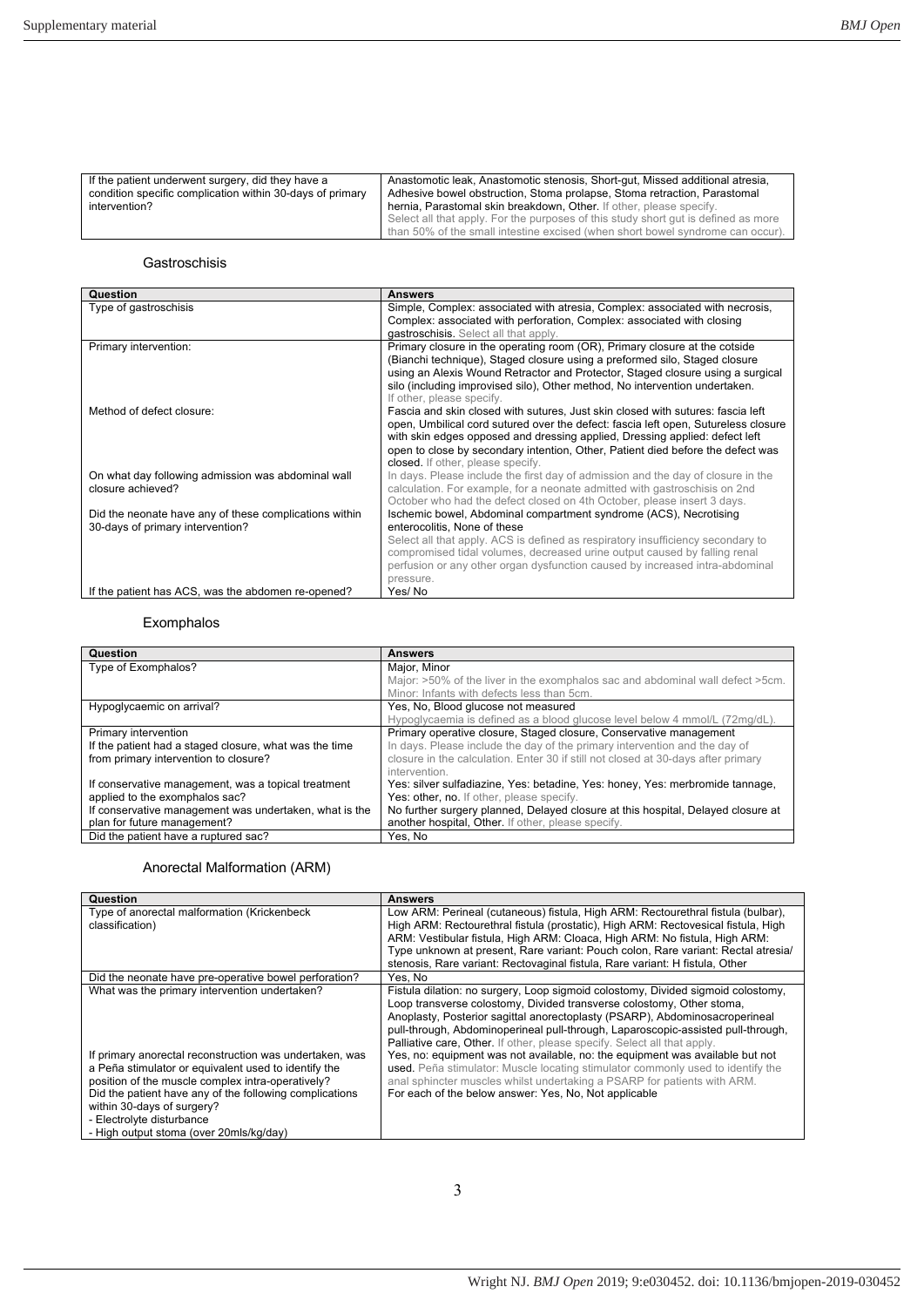| If the patient underwent surgery, did they have a condition specific complication within 30-days of primary intervention? | Anastomotic leak, Anastomotic stenosis, Short-gut, Missed additional atresia, Adhesive bowel obstruction, Stoma prolapse, Stoma retraction, Parastomal hernia, Parastomal skin breakdown, Other. If other, please specify. Select all that apply. For the purposes of this study short gut is defined as more than 50% of the small intestine excised (when short bowel syndrome can occur). |
|---|---|

### Gastroschisis

| Question | Answers |
|---|---|
| Type of gastroschisis | Simple, Complex: associated with atresia, Complex: associated with necrosis, Complex: associated with perforation, Complex: associated with closing gastroschisis. Select all that apply. |
| Primary intervention: | Primary closure in the operating room (OR), Primary closure at the cotside (Bianchi technique), Staged closure using a preformed silo, Staged closure using an Alexis Wound Retractor and Protector, Staged closure using a surgical silo (including improvised silo), Other method, No intervention undertaken. If other, please specify. |
| Method of defect closure: | Fascia and skin closed with sutures, Just skin closed with sutures: fascia left open, Umbilical cord sutured over the defect: fascia left open, Sutureless closure with skin edges opposed and dressing applied, Dressing applied: defect left open to close by secondary intention, Other, Patient died before the defect was closed. If other, please specify. |
| On what day following admission was abdominal wall closure achieved? | In days. Please include the first day of admission and the day of closure in the calculation. For example, for a neonate admitted with gastroschisis on 2nd October who had the defect closed on 4th October, please insert 3 days. |
| Did the neonate have any of these complications within 30-days of primary intervention? | Ischemic bowel, Abdominal compartment syndrome (ACS), Necrotising enterocolitis, None of these. Select all that apply. ACS is defined as respiratory insufficiency secondary to compromised tidal volumes, decreased urine output caused by falling renal perfusion or any other organ dysfunction caused by increased intra-abdominal pressure. |
| If the patient has ACS, was the abdomen re-opened? | Yes/ No |

### Exomphalos

| Question | Answers |
|---|---|
| Type of Exomphalos? | Major, Minor. Major: >50% of the liver in the exomphalos sac and abdominal wall defect >5cm. Minor: Infants with defects less than 5cm. |
| Hypoglycaemic on arrival? | Yes, No, Blood glucose not measured. Hypoglycaemia is defined as a blood glucose level below 4 mmol/L (72mg/dL). |
| Primary intervention | Primary operative closure, Staged closure, Conservative management |
| If the patient had a staged closure, what was the time from primary intervention to closure? | In days. Please include the day of the primary intervention and the day of closure in the calculation. Enter 30 if still not closed at 30-days after primary intervention. |
| If conservative management, was a topical treatment applied to the exomphalos sac? | Yes: silver sulfadiazine, Yes: betadine, Yes: honey, Yes: merbromide tannage, Yes: other, no. If other, please specify. |
| If conservative management was undertaken, what is the plan for future management? | No further surgery planned, Delayed closure at this hospital, Delayed closure at another hospital, Other. If other, please specify. |
| Did the patient have a ruptured sac? | Yes, No |

### Anorectal Malformation (ARM)

| Question | Answers |
|---|---|
| Type of anorectal malformation (Krickenbeck classification) | Low ARM: Perineal (cutaneous) fistula, High ARM: Rectourethral fistula (bulbar), High ARM: Rectourethral fistula (prostatic), High ARM: Rectovesical fistula, High ARM: Vestibular fistula, High ARM: Cloaca, High ARM: No fistula, High ARM: Type unknown at present, Rare variant: Pouch colon, Rare variant: Rectal atresia/ stenosis, Rare variant: Rectovaginal fistula, Rare variant: H fistula, Other |
| Did the neonate have pre-operative bowel perforation? | Yes, No |
| What was the primary intervention undertaken? | Fistula dilation: no surgery, Loop sigmoid colostomy, Divided sigmoid colostomy, Loop transverse colostomy, Divided transverse colostomy, Other stoma, Anoplasty, Posterior sagittal anorectoplasty (PSARP), Abdominosacroperineal pull-through, Abdominoperineal pull-through, Laparoscopic-assisted pull-through, Palliative care, Other. If other, please specify. Select all that apply. |
| If primary anorectal reconstruction was undertaken, was a Peña stimulator or equivalent used to identify the position of the muscle complex intra-operatively? | Yes, no: equipment was not available, no: the equipment was available but not used. Peña stimulator: Muscle locating stimulator commonly used to identify the anal sphincter muscles whilst undertaking a PSARP for patients with ARM. |
| Did the patient have any of the following complications within 30-days of surgery?<br>- Electrolyte disturbance<br>- High output stoma (over 20mls/kg/day) | For each of the below answer: Yes, No, Not applicable |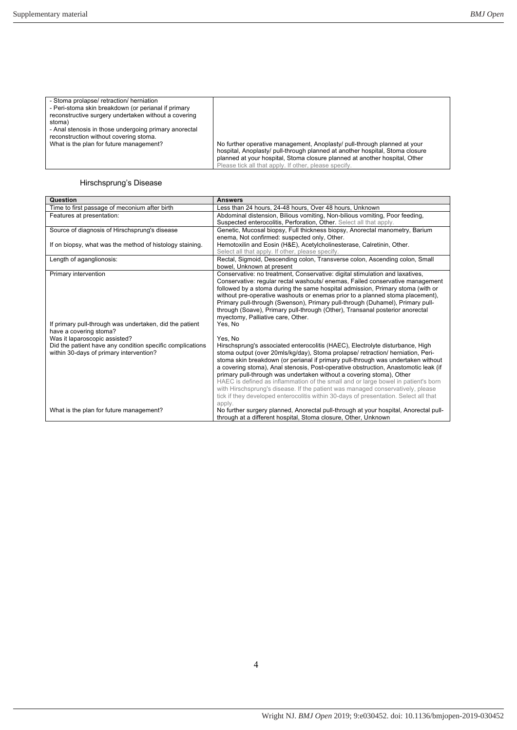| | |
|---|---|
| - Stoma prolapse/ retraction/ herniation<br>- Peri-stoma skin breakdown (or perianal if primary reconstructive surgery undertaken without a covering stoma)<br>- Anal stenosis in those undergoing primary anorectal reconstruction without covering stoma. | |
| What is the plan for future management? | No further operative management, Anoplasty/ pull-through planned at your hospital, Anoplasty/ pull-through planned at another hospital, Stoma closure planned at your hospital, Stoma closure planned at another hospital, Other<br>Please tick all that apply. If other, please specify. |

## Hirschsprung's Disease

| Question | Answers |
|---|---|
| Time to first passage of meconium after birth | Less than 24 hours, 24-48 hours, Over 48 hours, Unknown |
| Features at presentation: | Abdominal distension, Bilious vomiting, Non-bilious vomiting, Poor feeding, Suspected enterocolitis, Perforation, Other. Select all that apply. |
| Source of diagnosis of Hirschsprung's disease | Genetic, Mucosal biopsy, Full thickness biopsy, Anorectal manometry, Barium enema, Not confirmed: suspected only, Other. |
| If on biopsy, what was the method of histology staining. | Hemotoxilin and Eosin (H&E), Acetylcholinesterase, Calretinin, Other.<br>Select all that apply. If other, please specify. |
| Length of aganglionosis: | Rectal, Sigmoid, Descending colon, Transverse colon, Ascending colon, Small bowel, Unknown at present |
| Primary intervention | Conservative: no treatment, Conservative: digital stimulation and laxatives, Conservative: regular rectal washouts/ enemas, Failed conservative management followed by a stoma during the same hospital admission, Primary stoma (with or without pre-operative washouts or enemas prior to a planned stoma placement), Primary pull-through (Swenson), Primary pull-through (Duhamel), Primary pull-through (Soave), Primary pull-through (Other), Transanal posterior anorectal myectomy, Palliative care, Other. |
| If primary pull-through was undertaken, did the patient have a covering stoma? | Yes, No |
| Was it laparoscopic assisted? | Yes, No |
| Did the patient have any condition specific complications within 30-days of primary intervention? | Hirschsprung's associated enterocolitis (HAEC), Electrolyte disturbance, High stoma output (over 20mls/kg/day), Stoma prolapse/ retraction/ herniation, Peri-stoma skin breakdown (or perianal if primary pull-through was undertaken without a covering stoma), Anal stenosis, Post-operative obstruction, Anastomotic leak (if primary pull-through was undertaken without a covering stoma), Other<br>HAEC is defined as inflammation of the small and or large bowel in patient's born with Hirschsprung's disease. If the patient was managed conservatively, please tick if they developed enterocolitis within 30-days of presentation. Select all that apply. |
| What is the plan for future management? | No further surgery planned, Anorectal pull-through at your hospital, Anorectal pull-through at a different hospital, Stoma closure, Other, Unknown |